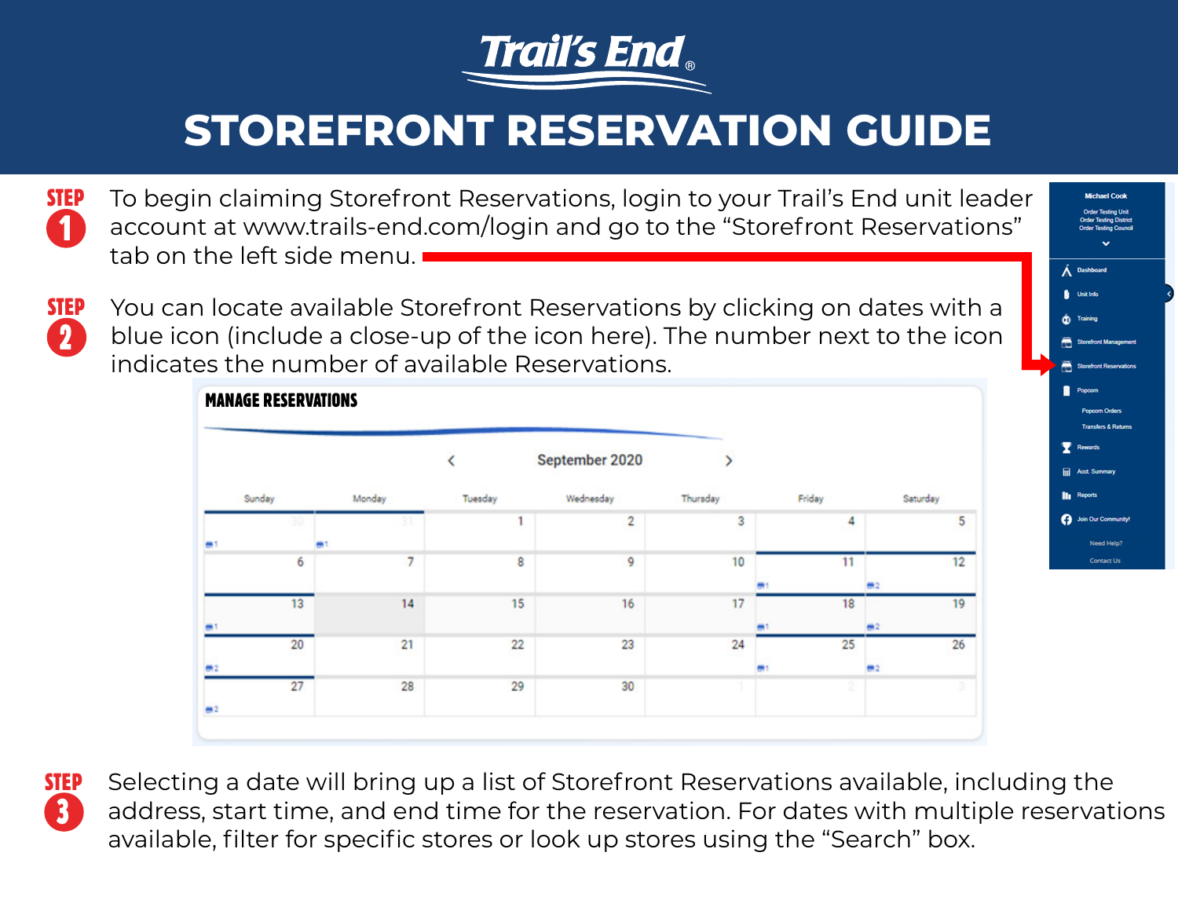# Trail's End®

# STOREFRONT RESERVATION GUIDE

**STEP 1** To begin claiming Storefront Reservations, login to your Trail's End unit leader account at www.trails-end.com/login and go to the "Storefront Reservations" tab on the left side menu.

**STEP 2** You can locate available Storefront Reservations by clicking on dates with a blue icon (include a close-up of the icon here). The number next to the icon indicates the number of available Reservations.

**MANAGE RESERVATIONS**

September 2020

| Sunday | Monday | Tuesday | Wednesday | Thursday | Friday | Saturday |
|---|---|---|---|---|---|---|
| 30 (1) | 31 (1) | 1 | 2 | 3 | 4 | 5 |
| 6 | 7 | 8 | 9 | 10 | 11 (1) | 12 (2) |
| 13 (1) | 14 | 15 | 16 | 17 | 18 (1) | 19 (2) |
| 20 (2) | 21 | 22 | 23 | 24 | 25 (1) | 26 (2) |
| 27 (2) | 28 | 29 | 30 | 1 | 2 | 3 |

Michael Cook
Order Testing Unit
Order Testing District
Order Testing Council

- Dashboard
- Unit Info
- Training
- Storefront Management
- Storefront Reservations
- Popcorn
  - Popcorn Orders
  - Transfers & Returns
- Rewards
- Acct. Summary
- Reports
- Join Our Community!
- Need Help?
- Contact Us

**STEP 3** Selecting a date will bring up a list of Storefront Reservations available, including the address, start time, and end time for the reservation. For dates with multiple reservations available, filter for specific stores or look up stores using the "Search" box.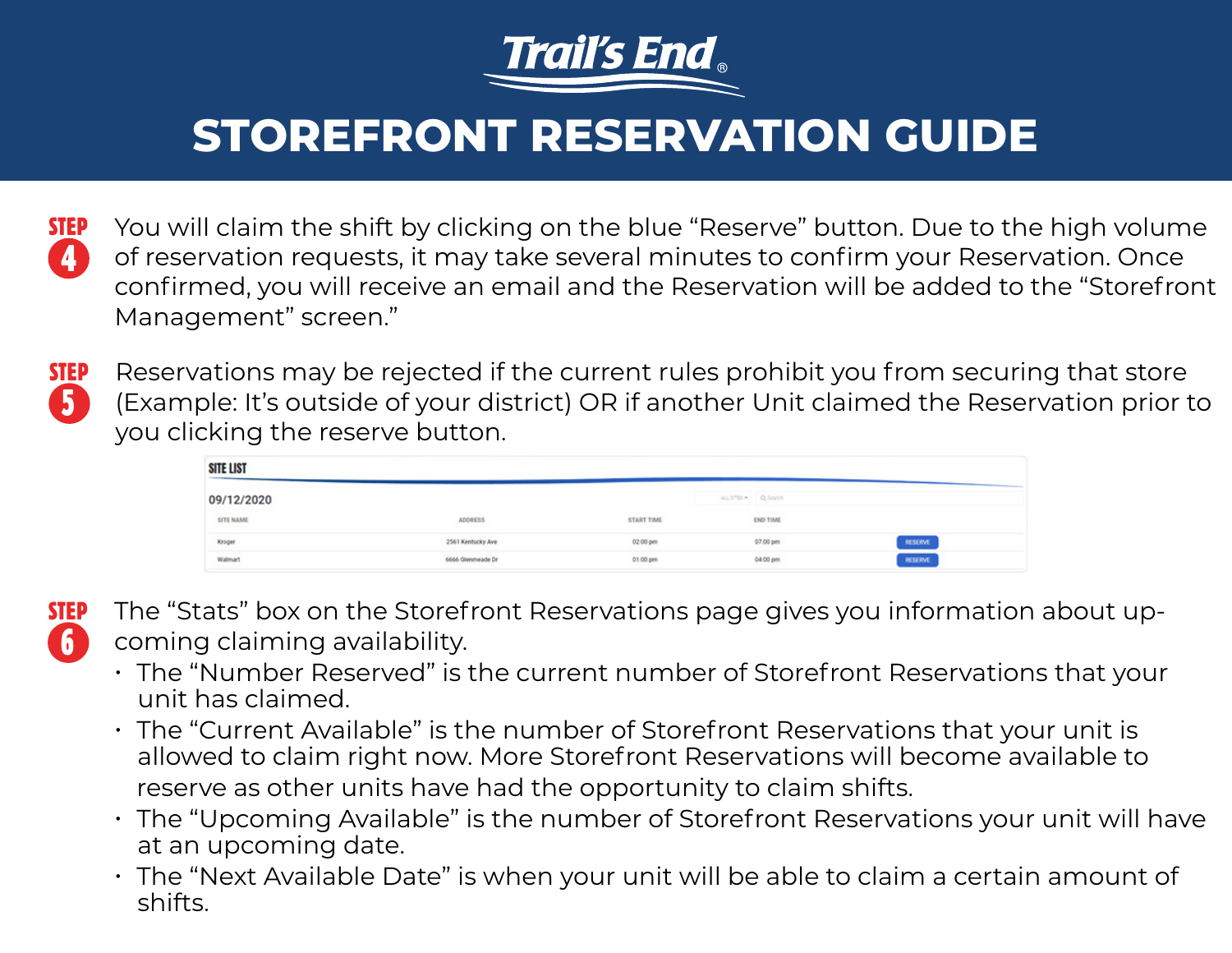# Trail's End®

# STOREFRONT RESERVATION GUIDE

**STEP 4** You will claim the shift by clicking on the blue "Reserve" button. Due to the high volume of reservation requests, it may take several minutes to confirm your Reservation. Once confirmed, you will receive an email and the Reservation will be added to the "Storefront Management" screen."

**STEP 5** Reservations may be rejected if the current rules prohibit you from securing that store (Example: It's outside of your district) OR if another Unit claimed the Reservation prior to you clicking the reserve button.

**SITE LIST**

09/12/2020

| SITE NAME | ADDRESS | START TIME | END TIME | |
|---|---|---|---|---|
| Kroger | 2561 Kentucky Ave | 02:00 pm | 07:00 pm | RESERVE |
| Walmart | 6666 Glenmeade Dr | 01:00 pm | 04:00 pm | RESERVE |

**STEP 6** The "Stats" box on the Storefront Reservations page gives you information about up-coming claiming availability.

- The "Number Reserved" is the current number of Storefront Reservations that your unit has claimed.
- The "Current Available" is the number of Storefront Reservations that your unit is allowed to claim right now. More Storefront Reservations will become available to reserve as other units have had the opportunity to claim shifts.
- The "Upcoming Available" is the number of Storefront Reservations your unit will have at an upcoming date.
- The "Next Available Date" is when your unit will be able to claim a certain amount of shifts.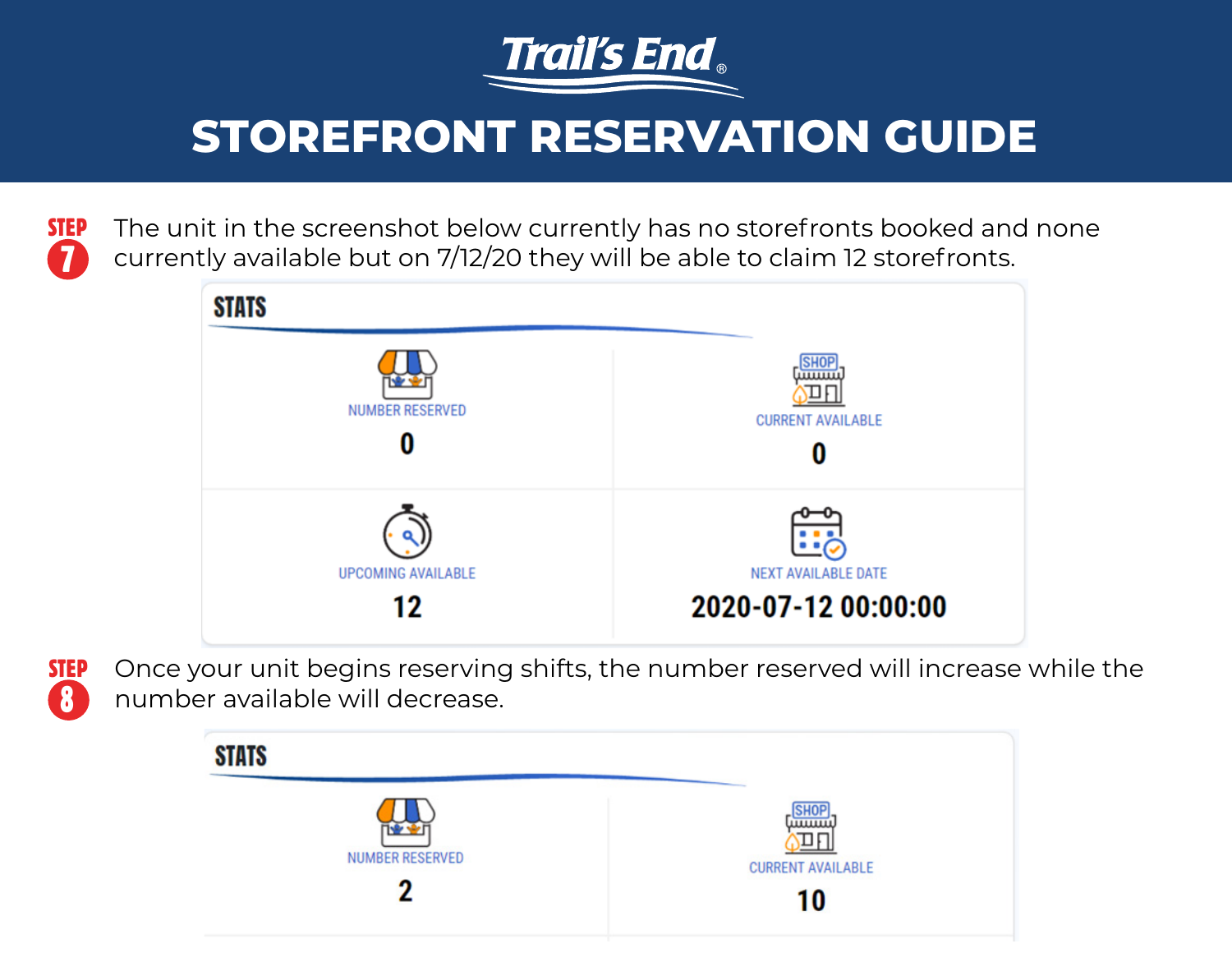# Trail's End

# STOREFRONT RESERVATION GUIDE

**STEP 7** The unit in the screenshot below currently has no storefronts booked and none currently available but on 7/12/20 they will be able to claim 12 storefronts.

**STATS**

| NUMBER RESERVED | CURRENT AVAILABLE |
| --- | --- |
| 0 | 0 |
| **UPCOMING AVAILABLE** | **NEXT AVAILABLE DATE** |
| 12 | 2020-07-12 00:00:00 |

**STEP 8** Once your unit begins reserving shifts, the number reserved will increase while the number available will decrease.

**STATS**

| NUMBER RESERVED | CURRENT AVAILABLE |
| --- | --- |
| 2 | 10 |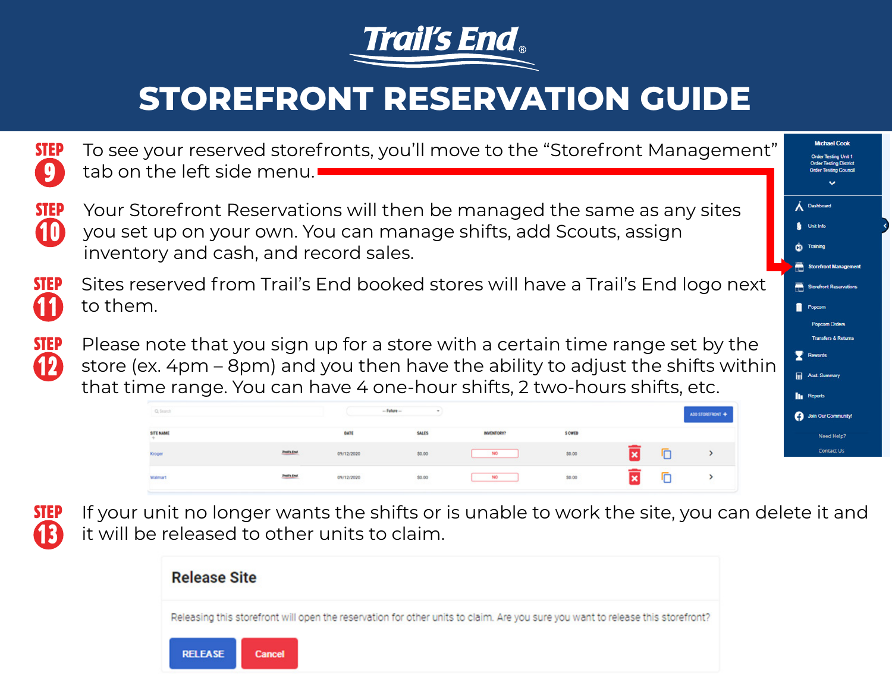# Trail's End®

# STOREFRONT RESERVATION GUIDE

**STEP 9** To see your reserved storefronts, you'll move to the "Storefront Management" tab on the left side menu.

Michael Cook
Order Testing Unit 1
Order Testing District
Order Testing Council

- Dashboard
- Unit Info
- Training
- Storefront Management
- Storefront Reservations
- Popcorn
  - Popcorn Orders
  - Transfers & Returns
- Rewards
- Acct. Summary
- Reports
- Join Our Community!
- Need Help?
- Contact Us

**STEP 10** Your Storefront Reservations will then be managed the same as any sites you set up on your own. You can manage shifts, add Scouts, assign inventory and cash, and record sales.

**STEP 11** Sites reserved from Trail's End booked stores will have a Trail's End logo next to them.

**STEP 12** Please note that you sign up for a store with a certain time range set by the store (ex. 4pm – 8pm) and you then have the ability to adjust the shifts within that time range. You can have 4 one-hour shifts, 2 two-hours shifts, etc.

Search | -- Future -- | ADD STOREFRONT +

| SITE NAME | | DATE | SALES | INVENTORY? | $ OWED | | | |
|---|---|---|---|---|---|---|---|---|
| Kroger | Trail's End | 09/12/2020 | $0.00 | NO | $0.00 | | | › |
| Walmart | Trail's End | 09/12/2020 | $0.00 | NO | $0.00 | | | › |

**STEP 13** If your unit no longer wants the shifts or is unable to work the site, you can delete it and it will be released to other units to claim.

**Release Site**

Releasing this storefront will open the reservation for other units to claim. Are you sure you want to release this storefront?

RELEASE | Cancel